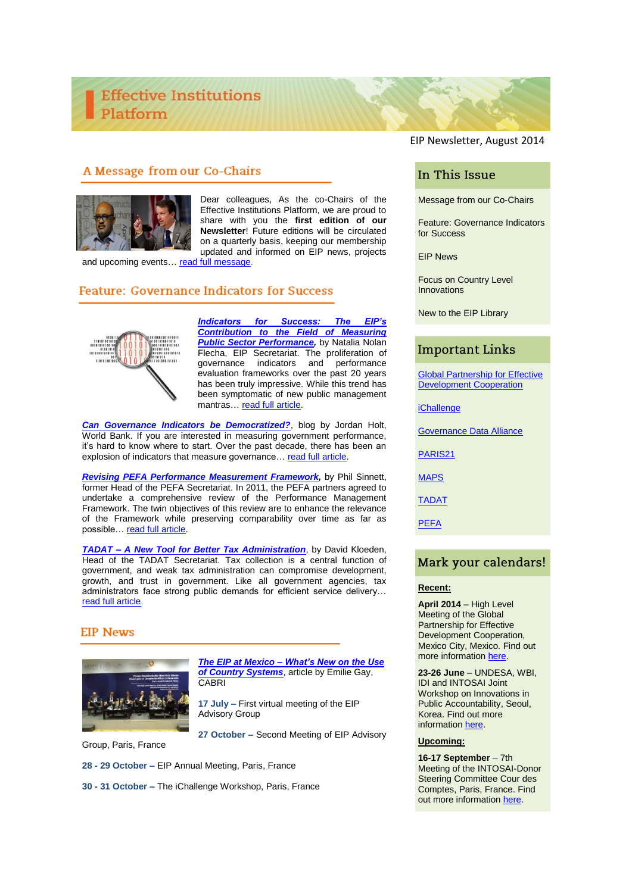# Effective Institutions Platform

EIP Newsletter, August 2014

## A Message from our Co-Chairs

Dear colleagues, As the co-Chairs of the Effective Institutions Platform, we are proud to share with you the **first edition of our Newsletter**! Future editions will be circulated on a quarterly basis, keeping our membership updated and informed on EIP news, projects and upcoming events… read full message.

## Feature: Governance Indicators for Success

***Indicators for Success: The EIP's Contribution to the Field of Measuring Public Sector Performance,*** by Natalia Nolan Flecha, EIP Secretariat. The proliferation of governance indicators and performance evaluation frameworks over the past 20 years has been truly impressive. While this trend has been symptomatic of new public management mantras… read full article.

***Can Governance Indicators be Democratized?***, blog by Jordan Holt, World Bank. If you are interested in measuring government performance, it's hard to know where to start. Over the past decade, there has been an explosion of indicators that measure governance… read full article.

***Revising PEFA Performance Measurement Framework,*** by Phil Sinnett, former Head of the PEFA Secretariat. In 2011, the PEFA partners agreed to undertake a comprehensive review of the Performance Management Framework. The twin objectives of this review are to enhance the relevance of the Framework while preserving comparability over time as far as possible… read full article.

***TADAT – A New Tool for Better Tax Administration***, by David Kloeden, Head of the TADAT Secretariat. Tax collection is a central function of government, and weak tax administration can compromise development, growth, and trust in government. Like all government agencies, tax administrators face strong public demands for efficient service delivery… read full article.

## EIP News

***The EIP at Mexico – What's New on the Use of Country Systems***, article by Emilie Gay, CABRI

**17 July –** First virtual meeting of the EIP Advisory Group

**27 October –** Second Meeting of EIP Advisory Group, Paris, France

**28 - 29 October –** EIP Annual Meeting, Paris, France

**30 - 31 October –** The iChallenge Workshop, Paris, France

## In This Issue

Message from our Co-Chairs

Feature: Governance Indicators for Success

EIP News

Focus on Country Level Innovations

New to the EIP Library

## Important Links

Global Partnership for Effective Development Cooperation

iChallenge

Governance Data Alliance

PARIS21

MAPS

TADAT

PEFA

## Mark your calendars!

**Recent:**

**April 2014** – High Level Meeting of the Global Partnership for Effective Development Cooperation, Mexico City, Mexico. Find out more information here.

**23-26 June** – UNDESA, WBI, IDI and INTOSAI Joint Workshop on Innovations in Public Accountability, Seoul, Korea. Find out more information here.

**Upcoming:**

**16-17 September** – 7th Meeting of the INTOSAI-Donor Steering Committee Cour des Comptes, Paris, France. Find out more information here.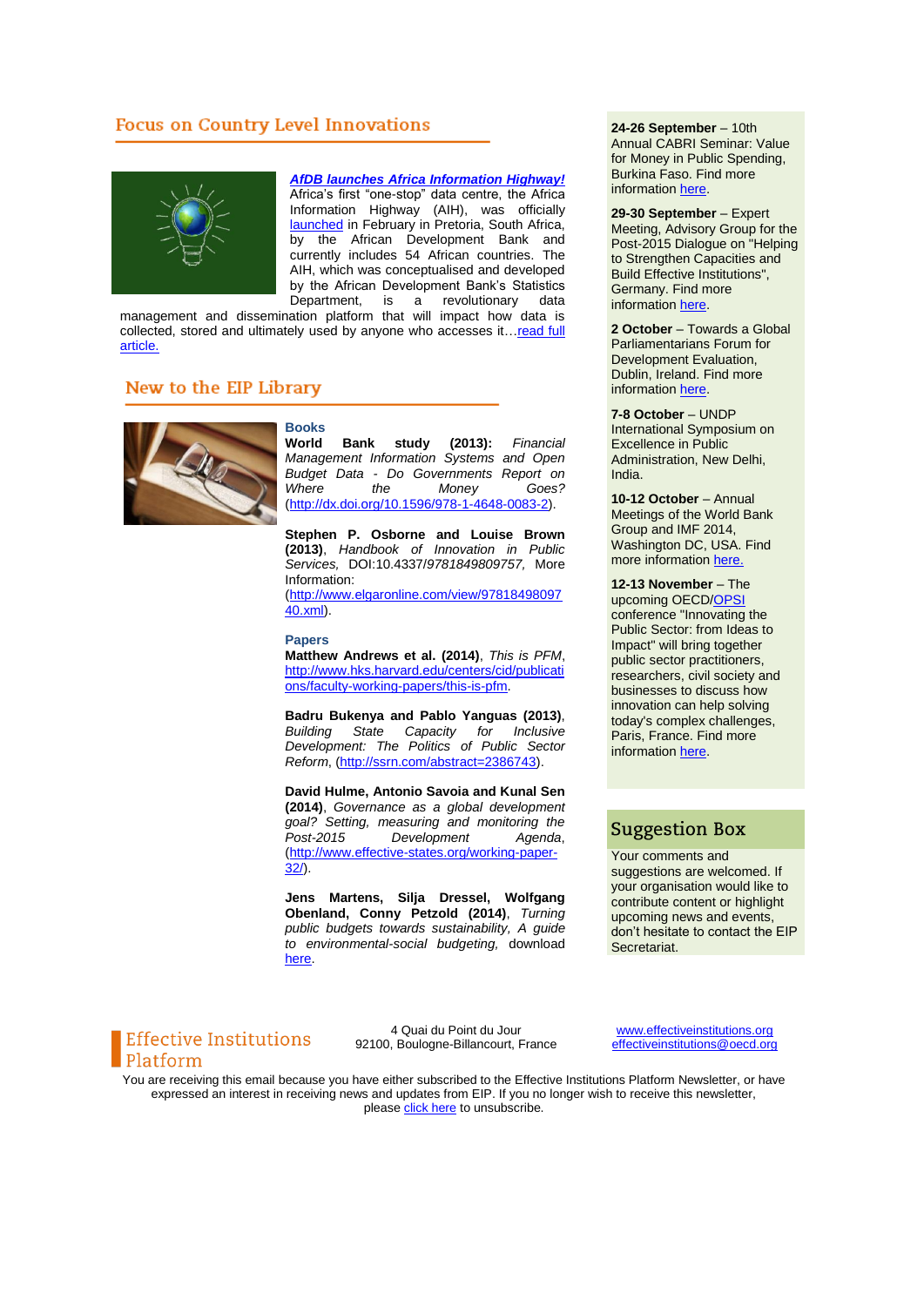## Focus on Country Level Innovations

***AfDB launches Africa Information Highway!***
Africa's first "one-stop" data centre, the Africa Information Highway (AIH), was officially launched in February in Pretoria, South Africa, by the African Development Bank and currently includes 54 African countries. The AIH, which was conceptualised and developed by the African Development Bank's Statistics Department, is a revolutionary data management and dissemination platform that will impact how data is collected, stored and ultimately used by anyone who accesses it…read full article.

## New to the EIP Library

### Books

**World Bank study (2013):** *Financial Management Information Systems and Open Budget Data - Do Governments Report on Where the Money Goes?* (http://dx.doi.org/10.1596/978-1-4648-0083-2).

**Stephen P. Osborne and Louise Brown (2013)**, *Handbook of Innovation in Public Services,* DOI:10.4337/*9781849809757,* More Information: (http://www.elgaronline.com/view/9781849809740.xml).

### Papers

**Matthew Andrews et al. (2014)**, *This is PFM*, http://www.hks.harvard.edu/centers/cid/publications/faculty-working-papers/this-is-pfm.

**Badru Bukenya and Pablo Yanguas (2013)**, *Building State Capacity for Inclusive Development: The Politics of Public Sector Reform*, (http://ssrn.com/abstract=2386743).

**David Hulme, Antonio Savoia and Kunal Sen (2014)**, *Governance as a global development goal? Setting, measuring and monitoring the Post-2015 Development Agenda*, (http://www.effective-states.org/working-paper-32/).

**Jens Martens, Silja Dressel, Wolfgang Obenland, Conny Petzold (2014)**, *Turning public budgets towards sustainability, A guide to environmental-social budgeting,* download here.

---

**24-26 September** – 10th Annual CABRI Seminar: Value for Money in Public Spending, Burkina Faso. Find more information here.

**29-30 September** – Expert Meeting, Advisory Group for the Post-2015 Dialogue on "Helping to Strengthen Capacities and Build Effective Institutions", Germany. Find more information here.

**2 October** – Towards a Global Parliamentarians Forum for Development Evaluation, Dublin, Ireland. Find more information here.

**7-8 October** – UNDP International Symposium on Excellence in Public Administration, New Delhi, India.

**10-12 October** – Annual Meetings of the World Bank Group and IMF 2014, Washington DC, USA. Find more information here.

**12-13 November** – The upcoming OECD/OPSI conference "Innovating the Public Sector: from Ideas to Impact" will bring together public sector practitioners, researchers, civil society and businesses to discuss how innovation can help solving today's complex challenges, Paris, France. Find more information here.

## Suggestion Box

Your comments and suggestions are welcomed. If your organisation would like to contribute content or highlight upcoming news and events, don't hesitate to contact the EIP Secretariat.

---

Effective Institutions Platform

4 Quai du Point du Jour
92100, Boulogne-Billancourt, France

www.effectiveinstitutions.org
effectiveinstitutions@oecd.org

You are receiving this email because you have either subscribed to the Effective Institutions Platform Newsletter, or have expressed an interest in receiving news and updates from EIP. If you no longer wish to receive this newsletter, please click here to unsubscribe.